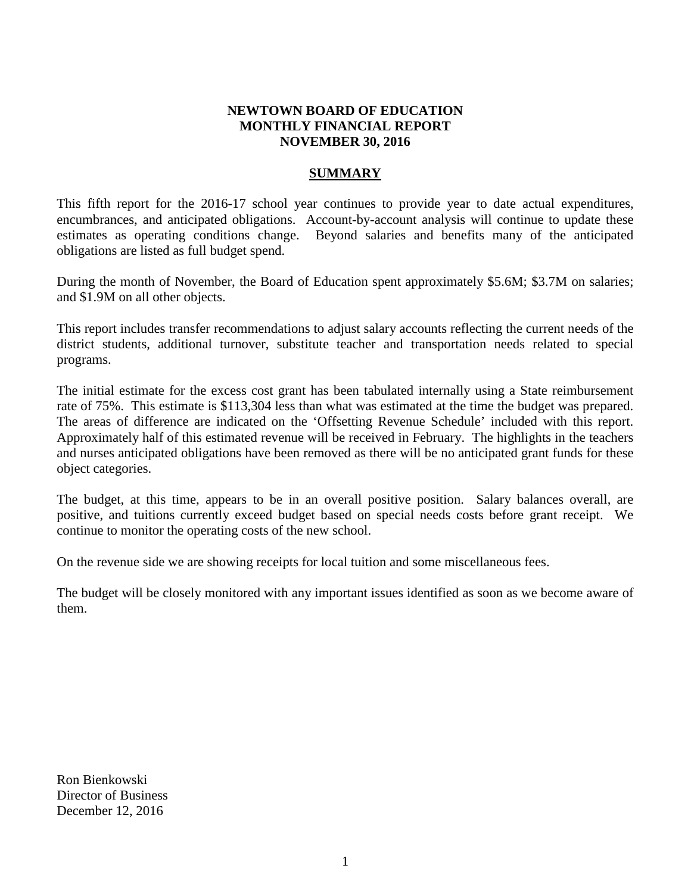# NEWTOWN BOARD OF EDUCATION
# MONTHLY FINANCIAL REPORT
# NOVEMBER 30, 2016

## SUMMARY

This fifth report for the 2016-17 school year continues to provide year to date actual expenditures, encumbrances, and anticipated obligations. Account-by-account analysis will continue to update these estimates as operating conditions change. Beyond salaries and benefits many of the anticipated obligations are listed as full budget spend.

During the month of November, the Board of Education spent approximately \$5.6M; \$3.7M on salaries; and \$1.9M on all other objects.

This report includes transfer recommendations to adjust salary accounts reflecting the current needs of the district students, additional turnover, substitute teacher and transportation needs related to special programs.

The initial estimate for the excess cost grant has been tabulated internally using a State reimbursement rate of 75%. This estimate is \$113,304 less than what was estimated at the time the budget was prepared. The areas of difference are indicated on the 'Offsetting Revenue Schedule' included with this report. Approximately half of this estimated revenue will be received in February. The highlights in the teachers and nurses anticipated obligations have been removed as there will be no anticipated grant funds for these object categories.

The budget, at this time, appears to be in an overall positive position. Salary balances overall, are positive, and tuitions currently exceed budget based on special needs costs before grant receipt. We continue to monitor the operating costs of the new school.

On the revenue side we are showing receipts for local tuition and some miscellaneous fees.

The budget will be closely monitored with any important issues identified as soon as we become aware of them.

Ron Bienkowski
Director of Business
December 12, 2016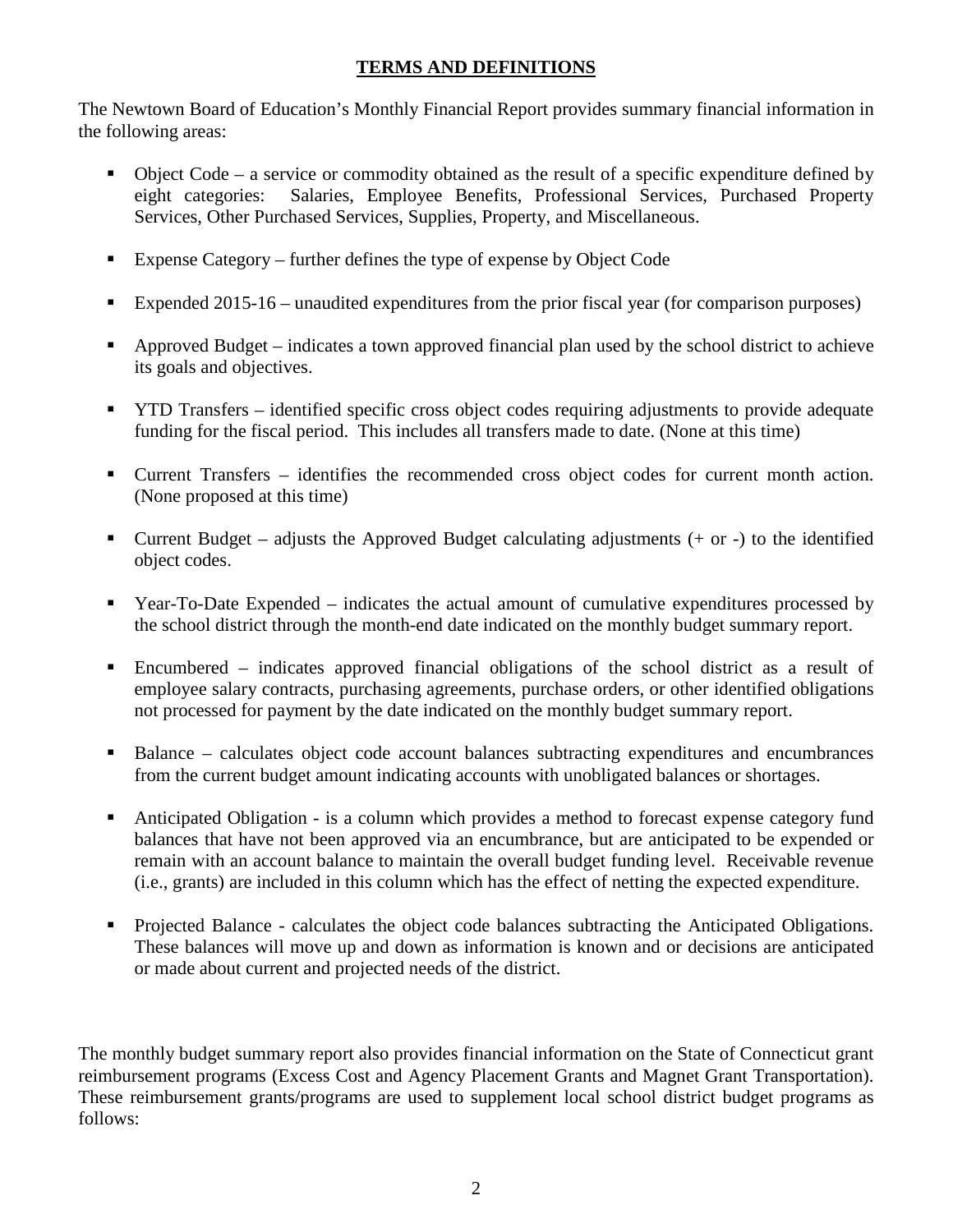## **TERMS AND DEFINITIONS**

The Newtown Board of Education's Monthly Financial Report provides summary financial information in the following areas:

- Object Code – a service or commodity obtained as the result of a specific expenditure defined by eight categories: Salaries, Employee Benefits, Professional Services, Purchased Property Services, Other Purchased Services, Supplies, Property, and Miscellaneous.
- Expense Category – further defines the type of expense by Object Code
- Expended 2015-16 – unaudited expenditures from the prior fiscal year (for comparison purposes)
- Approved Budget – indicates a town approved financial plan used by the school district to achieve its goals and objectives.
- YTD Transfers – identified specific cross object codes requiring adjustments to provide adequate funding for the fiscal period. This includes all transfers made to date. (None at this time)
- Current Transfers – identifies the recommended cross object codes for current month action. (None proposed at this time)
- Current Budget – adjusts the Approved Budget calculating adjustments (+ or -) to the identified object codes.
- Year-To-Date Expended – indicates the actual amount of cumulative expenditures processed by the school district through the month-end date indicated on the monthly budget summary report.
- Encumbered – indicates approved financial obligations of the school district as a result of employee salary contracts, purchasing agreements, purchase orders, or other identified obligations not processed for payment by the date indicated on the monthly budget summary report.
- Balance – calculates object code account balances subtracting expenditures and encumbrances from the current budget amount indicating accounts with unobligated balances or shortages.
- Anticipated Obligation - is a column which provides a method to forecast expense category fund balances that have not been approved via an encumbrance, but are anticipated to be expended or remain with an account balance to maintain the overall budget funding level. Receivable revenue (i.e., grants) are included in this column which has the effect of netting the expected expenditure.
- Projected Balance - calculates the object code balances subtracting the Anticipated Obligations. These balances will move up and down as information is known and or decisions are anticipated or made about current and projected needs of the district.

The monthly budget summary report also provides financial information on the State of Connecticut grant reimbursement programs (Excess Cost and Agency Placement Grants and Magnet Grant Transportation). These reimbursement grants/programs are used to supplement local school district budget programs as follows: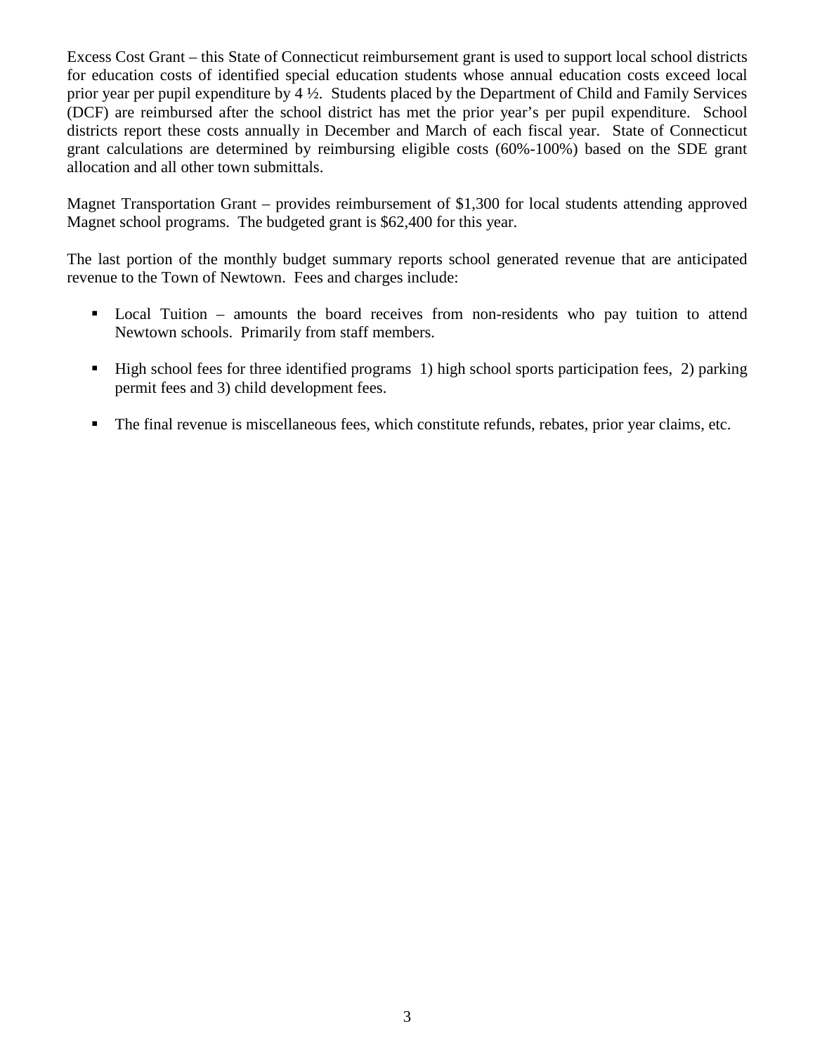Excess Cost Grant – this State of Connecticut reimbursement grant is used to support local school districts for education costs of identified special education students whose annual education costs exceed local prior year per pupil expenditure by 4 ½. Students placed by the Department of Child and Family Services (DCF) are reimbursed after the school district has met the prior year's per pupil expenditure. School districts report these costs annually in December and March of each fiscal year. State of Connecticut grant calculations are determined by reimbursing eligible costs (60%-100%) based on the SDE grant allocation and all other town submittals.

Magnet Transportation Grant – provides reimbursement of $1,300 for local students attending approved Magnet school programs. The budgeted grant is $62,400 for this year.

The last portion of the monthly budget summary reports school generated revenue that are anticipated revenue to the Town of Newtown. Fees and charges include:

- Local Tuition – amounts the board receives from non-residents who pay tuition to attend Newtown schools. Primarily from staff members.
- High school fees for three identified programs 1) high school sports participation fees, 2) parking permit fees and 3) child development fees.
- The final revenue is miscellaneous fees, which constitute refunds, rebates, prior year claims, etc.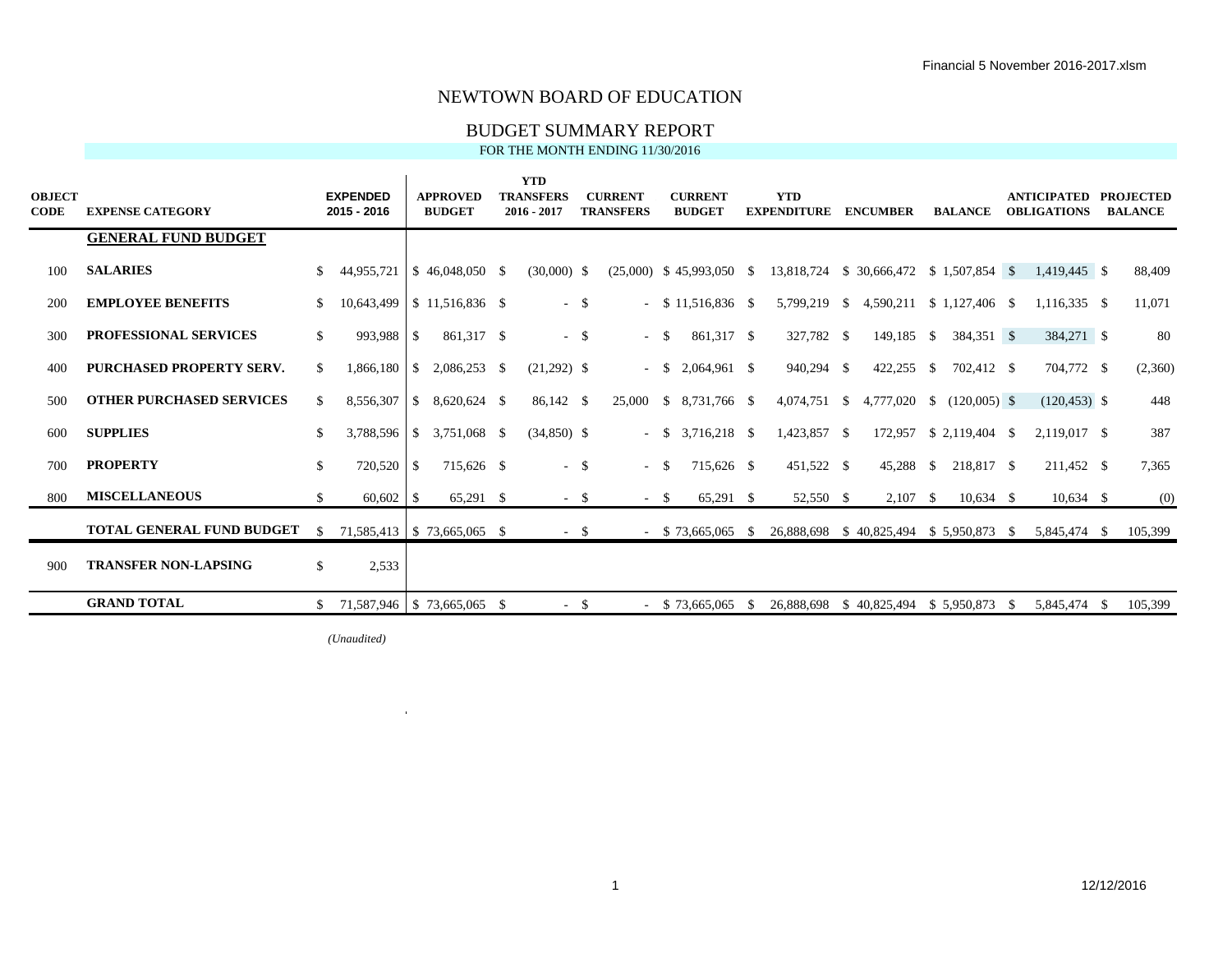# NEWTOWN BOARD OF EDUCATION

## BUDGET SUMMARY REPORT

FOR THE MONTH ENDING 11/30/2016

| OBJECT CODE | EXPENSE CATEGORY | EXPENDED 2015 - 2016 | APPROVED BUDGET | YTD TRANSFERS 2016 - 2017 | CURRENT TRANSFERS | CURRENT BUDGET | YTD EXPENDITURE | ENCUMBER | BALANCE | ANTICIPATED OBLIGATIONS | PROJECTED BALANCE |
|---|---|---|---|---|---|---|---|---|---|---|---|
| | **GENERAL FUND BUDGET** | | | | | | | | | | |
| 100 | **SALARIES** | $ 44,955,721 | $ 46,048,050 | $ (30,000) | $ (25,000) | $ 45,993,050 | $ 13,818,724 | $ 30,666,472 | $ 1,507,854 | $ 1,419,445 | $ 88,409 |
| 200 | **EMPLOYEE BENEFITS** | $ 10,643,499 | $ 11,516,836 | $ - | $ - | $ 11,516,836 | $ 5,799,219 | $ 4,590,211 | $ 1,127,406 | $ 1,116,335 | $ 11,071 |
| 300 | **PROFESSIONAL SERVICES** | $ 993,988 | $ 861,317 | $ - | $ - | $ 861,317 | $ 327,782 | $ 149,185 | $ 384,351 | $ 384,271 | $ 80 |
| 400 | **PURCHASED PROPERTY SERV.** | $ 1,866,180 | $ 2,086,253 | $ (21,292) | $ - | $ 2,064,961 | $ 940,294 | $ 422,255 | $ 702,412 | $ 704,772 | $ (2,360) |
| 500 | **OTHER PURCHASED SERVICES** | $ 8,556,307 | $ 8,620,624 | $ 86,142 | $ 25,000 | $ 8,731,766 | $ 4,074,751 | $ 4,777,020 | $ (120,005) | $ (120,453) | $ 448 |
| 600 | **SUPPLIES** | $ 3,788,596 | $ 3,751,068 | $ (34,850) | $ - | $ 3,716,218 | $ 1,423,857 | $ 172,957 | $ 2,119,404 | $ 2,119,017 | $ 387 |
| 700 | **PROPERTY** | $ 720,520 | $ 715,626 | $ - | $ - | $ 715,626 | $ 451,522 | $ 45,288 | $ 218,817 | $ 211,452 | $ 7,365 |
| 800 | **MISCELLANEOUS** | $ 60,602 | $ 65,291 | $ - | $ - | $ 65,291 | $ 52,550 | $ 2,107 | $ 10,634 | $ 10,634 | $ (0) |
| | **TOTAL GENERAL FUND BUDGET** | $ 71,585,413 | $ 73,665,065 | $ - | $ - | $ 73,665,065 | $ 26,888,698 | $ 40,825,494 | $ 5,950,873 | $ 5,845,474 | $ 105,399 |
| 900 | **TRANSFER NON-LAPSING** | $ 2,533 | | | | | | | | | |
| | **GRAND TOTAL** | $ 71,587,946 | $ 73,665,065 | $ - | $ - | $ 73,665,065 | $ 26,888,698 | $ 40,825,494 | $ 5,950,873 | $ 5,845,474 | $ 105,399 |

*(Unaudited)*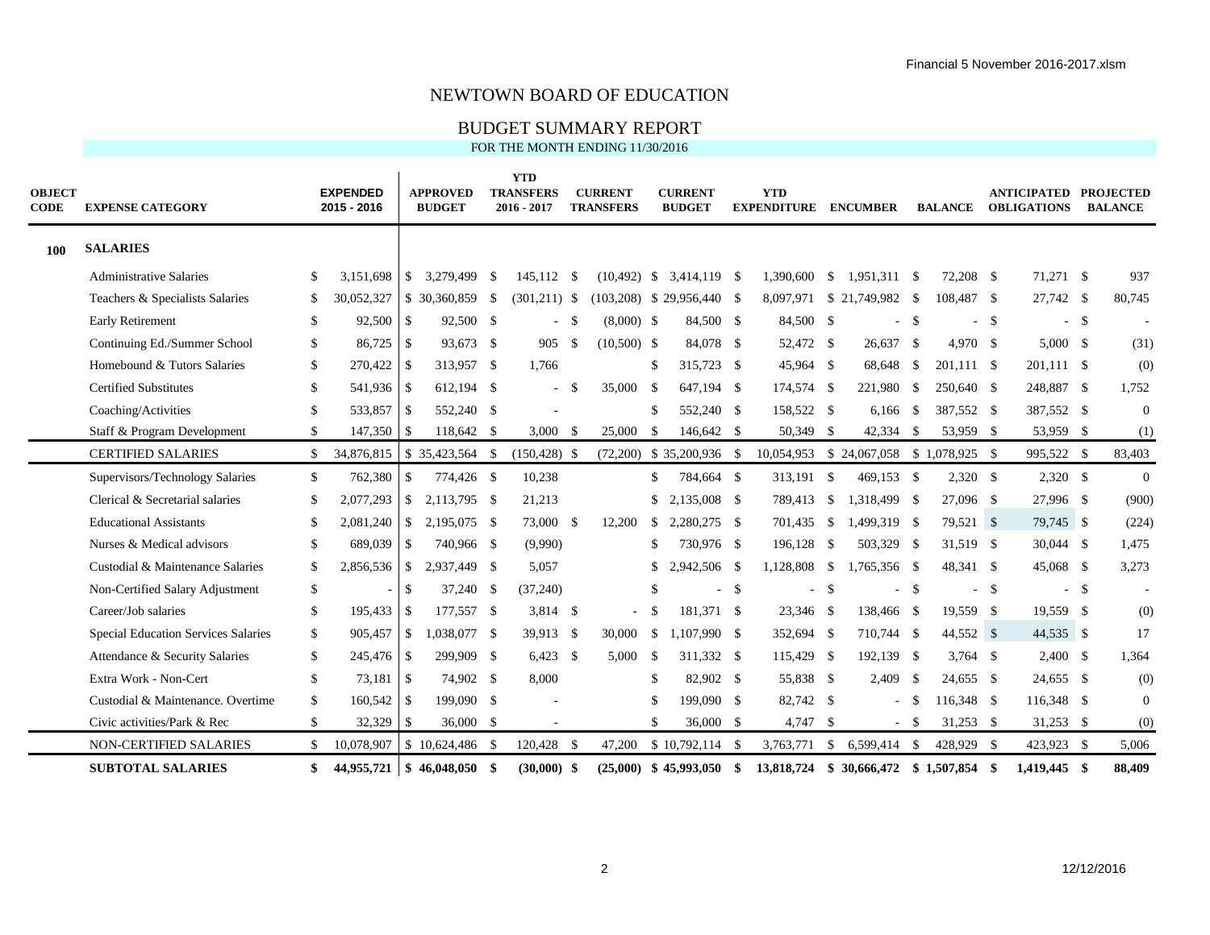# NEWTOWN BOARD OF EDUCATION

## BUDGET SUMMARY REPORT

FOR THE MONTH ENDING 11/30/2016

| OBJECT CODE | EXPENSE CATEGORY | EXPENDED 2015 - 2016 | APPROVED BUDGET | YTD TRANSFERS 2016 - 2017 | CURRENT TRANSFERS | CURRENT BUDGET | YTD EXPENDITURE | ENCUMBER | BALANCE | ANTICIPATED OBLIGATIONS | PROJECTED BALANCE |
|---|---|---|---|---|---|---|---|---|---|---|---|
| **100** | **SALARIES** | | | | | | | | | | |
| | Administrative Salaries | $ 3,151,698 | $ 3,279,499 | $ 145,112 | $ (10,492) | $ 3,414,119 | $ 1,390,600 | $ 1,951,311 | $ 72,208 | $ 71,271 | $ 937 |
| | Teachers & Specialists Salaries | $ 30,052,327 | $ 30,360,859 | $ (301,211) | $ (103,208) | $ 29,956,440 | $ 8,097,971 | $ 21,749,982 | $ 108,487 | $ 27,742 | $ 80,745 |
| | Early Retirement | $ 92,500 | $ 92,500 | $ - | $ (8,000) | $ 84,500 | $ 84,500 | $ - | $ - | $ - | $ - |
| | Continuing Ed./Summer School | $ 86,725 | $ 93,673 | $ 905 | $ (10,500) | $ 84,078 | $ 52,472 | $ 26,637 | $ 4,970 | $ 5,000 | $ (31) |
| | Homebound & Tutors Salaries | $ 270,422 | $ 313,957 | $ 1,766 | | $ 315,723 | $ 45,964 | $ 68,648 | $ 201,111 | $ 201,111 | $ (0) |
| | Certified Substitutes | $ 541,936 | $ 612,194 | $ - | $ 35,000 | $ 647,194 | $ 174,574 | $ 221,980 | $ 250,640 | $ 248,887 | $ 1,752 |
| | Coaching/Activities | $ 533,857 | $ 552,240 | $ - | | $ 552,240 | $ 158,522 | $ 6,166 | $ 387,552 | $ 387,552 | $ 0 |
| | Staff & Program Development | $ 147,350 | $ 118,642 | $ 3,000 | $ 25,000 | $ 146,642 | $ 50,349 | $ 42,334 | $ 53,959 | $ 53,959 | $ (1) |
| | CERTIFIED SALARIES | $ 34,876,815 | $ 35,423,564 | $ (150,428) | $ (72,200) | $ 35,200,936 | $ 10,054,953 | $ 24,067,058 | $ 1,078,925 | $ 995,522 | $ 83,403 |
| | Supervisors/Technology Salaries | $ 762,380 | $ 774,426 | $ 10,238 | | $ 784,664 | $ 313,191 | $ 469,153 | $ 2,320 | $ 2,320 | $ 0 |
| | Clerical & Secretarial salaries | $ 2,077,293 | $ 2,113,795 | $ 21,213 | | $ 2,135,008 | $ 789,413 | $ 1,318,499 | $ 27,096 | $ 27,996 | $ (900) |
| | Educational Assistants | $ 2,081,240 | $ 2,195,075 | $ 73,000 | $ 12,200 | $ 2,280,275 | $ 701,435 | $ 1,499,319 | $ 79,521 | $ 79,745 | $ (224) |
| | Nurses & Medical advisors | $ 689,039 | $ 740,966 | $ (9,990) | | $ 730,976 | $ 196,128 | $ 503,329 | $ 31,519 | $ 30,044 | $ 1,475 |
| | Custodial & Maintenance Salaries | $ 2,856,536 | $ 2,937,449 | $ 5,057 | | $ 2,942,506 | $ 1,128,808 | $ 1,765,356 | $ 48,341 | $ 45,068 | $ 3,273 |
| | Non-Certified Salary Adjustment | $ - | $ 37,240 | $ (37,240) | | $ - | $ - | $ - | $ - | $ - | $ - |
| | Career/Job salaries | $ 195,433 | $ 177,557 | $ 3,814 | $ - | $ 181,371 | $ 23,346 | $ 138,466 | $ 19,559 | $ 19,559 | $ (0) |
| | Special Education Services Salaries | $ 905,457 | $ 1,038,077 | $ 39,913 | $ 30,000 | $ 1,107,990 | $ 352,694 | $ 710,744 | $ 44,552 | $ 44,535 | $ 17 |
| | Attendance & Security Salaries | $ 245,476 | $ 299,909 | $ 6,423 | $ 5,000 | $ 311,332 | $ 115,429 | $ 192,139 | $ 3,764 | $ 2,400 | $ 1,364 |
| | Extra Work - Non-Cert | $ 73,181 | $ 74,902 | $ 8,000 | | $ 82,902 | $ 55,838 | $ 2,409 | $ 24,655 | $ 24,655 | $ (0) |
| | Custodial & Maintenance. Overtime | $ 160,542 | $ 199,090 | $ - | | $ 199,090 | $ 82,742 | $ - | $ 116,348 | $ 116,348 | $ 0 |
| | Civic activities/Park & Rec | $ 32,329 | $ 36,000 | $ - | | $ 36,000 | $ 4,747 | $ - | $ 31,253 | $ 31,253 | $ (0) |
| | NON-CERTIFIED SALARIES | $ 10,078,907 | $ 10,624,486 | $ 120,428 | $ 47,200 | $ 10,792,114 | $ 3,763,771 | $ 6,599,414 | $ 428,929 | $ 423,923 | $ 5,006 |
| | **SUBTOTAL SALARIES** | **$ 44,955,721** | **$ 46,048,050** | **$ (30,000)** | **$ (25,000)** | **$ 45,993,050** | **$ 13,818,724** | **$ 30,666,472** | **$ 1,507,854** | **$ 1,419,445** | **$ 88,409** |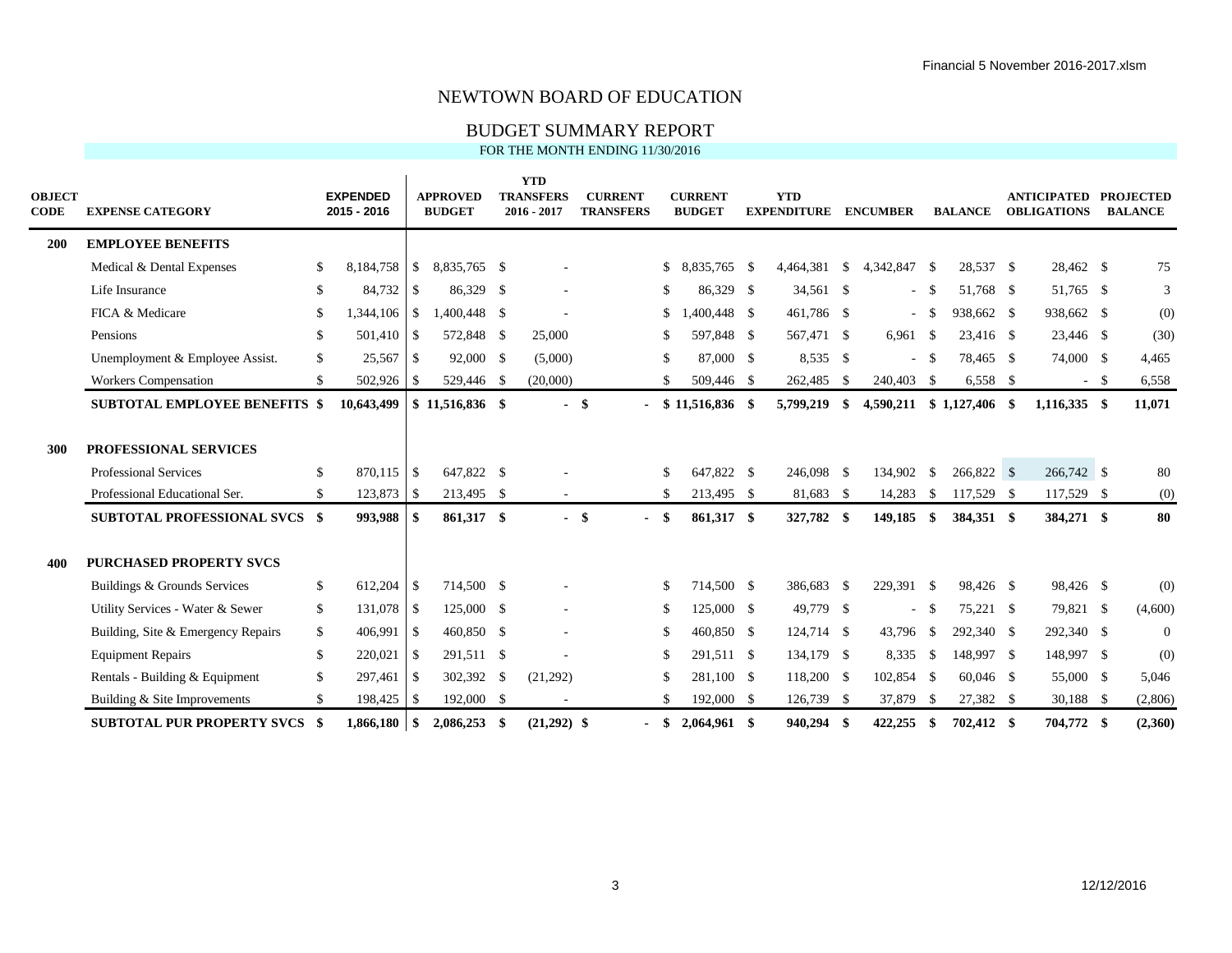# NEWTOWN BOARD OF EDUCATION

## BUDGET SUMMARY REPORT

FOR THE MONTH ENDING 11/30/2016

| OBJECT CODE | EXPENSE CATEGORY | EXPENDED 2015 - 2016 | APPROVED BUDGET | YTD TRANSFERS 2016 - 2017 | CURRENT TRANSFERS | CURRENT BUDGET | YTD EXPENDITURE | ENCUMBER | BALANCE | ANTICIPATED OBLIGATIONS | PROJECTED BALANCE |
|---|---|---|---|---|---|---|---|---|---|---|---|
| **200** | **EMPLOYEE BENEFITS** | | | | | | | | | | |
| | Medical & Dental Expenses | $ 8,184,758 | $ 8,835,765 | $ - | | $ 8,835,765 | $ 4,464,381 | $ 4,342,847 | $ 28,537 | $ 28,462 | $ 75 |
| | Life Insurance | $ 84,732 | $ 86,329 | $ - | | $ 86,329 | $ 34,561 | $ - | $ 51,768 | $ 51,765 | $ 3 |
| | FICA & Medicare | $ 1,344,106 | $ 1,400,448 | $ - | | $ 1,400,448 | $ 461,786 | $ - | $ 938,662 | $ 938,662 | $ (0) |
| | Pensions | $ 501,410 | $ 572,848 | $ 25,000 | | $ 597,848 | $ 567,471 | $ 6,961 | $ 23,416 | $ 23,446 | $ (30) |
| | Unemployment & Employee Assist. | $ 25,567 | $ 92,000 | $ (5,000) | | $ 87,000 | $ 8,535 | $ - | $ 78,465 | $ 74,000 | $ 4,465 |
| | Workers Compensation | $ 502,926 | $ 529,446 | $ (20,000) | | $ 509,446 | $ 262,485 | $ 240,403 | $ 6,558 | $ - | $ 6,558 |
| | **SUBTOTAL EMPLOYEE BENEFITS** | **$ 10,643,499** | **$ 11,516,836** | **$ -** | **$ -** | **$ 11,516,836** | **$ 5,799,219** | **$ 4,590,211** | **$ 1,127,406** | **$ 1,116,335** | **$ 11,071** |
| **300** | **PROFESSIONAL SERVICES** | | | | | | | | | | |
| | Professional Services | $ 870,115 | $ 647,822 | $ - | | $ 647,822 | $ 246,098 | $ 134,902 | $ 266,822 | $ 266,742 | $ 80 |
| | Professional Educational Ser. | $ 123,873 | $ 213,495 | $ - | | $ 213,495 | $ 81,683 | $ 14,283 | $ 117,529 | $ 117,529 | $ (0) |
| | **SUBTOTAL PROFESSIONAL SVCS** | **$ 993,988** | **$ 861,317** | **$ -** | **$ -** | **$ 861,317** | **$ 327,782** | **$ 149,185** | **$ 384,351** | **$ 384,271** | **$ 80** |
| **400** | **PURCHASED PROPERTY SVCS** | | | | | | | | | | |
| | Buildings & Grounds Services | $ 612,204 | $ 714,500 | $ - | | $ 714,500 | $ 386,683 | $ 229,391 | $ 98,426 | $ 98,426 | $ (0) |
| | Utility Services - Water & Sewer | $ 131,078 | $ 125,000 | $ - | | $ 125,000 | $ 49,779 | $ - | $ 75,221 | $ 79,821 | $ (4,600) |
| | Building, Site & Emergency Repairs | $ 406,991 | $ 460,850 | $ - | | $ 460,850 | $ 124,714 | $ 43,796 | $ 292,340 | $ 292,340 | $ 0 |
| | Equipment Repairs | $ 220,021 | $ 291,511 | $ - | | $ 291,511 | $ 134,179 | $ 8,335 | $ 148,997 | $ 148,997 | $ (0) |
| | Rentals - Building & Equipment | $ 297,461 | $ 302,392 | $ (21,292) | | $ 281,100 | $ 118,200 | $ 102,854 | $ 60,046 | $ 55,000 | $ 5,046 |
| | Building & Site Improvements | $ 198,425 | $ 192,000 | $ - | | $ 192,000 | $ 126,739 | $ 37,879 | $ 27,382 | $ 30,188 | $ (2,806) |
| | **SUBTOTAL PUR PROPERTY SVCS** | **$ 1,866,180** | **$ 2,086,253** | **$ (21,292)** | **$ -** | **$ 2,064,961** | **$ 940,294** | **$ 422,255** | **$ 702,412** | **$ 704,772** | **$ (2,360)** |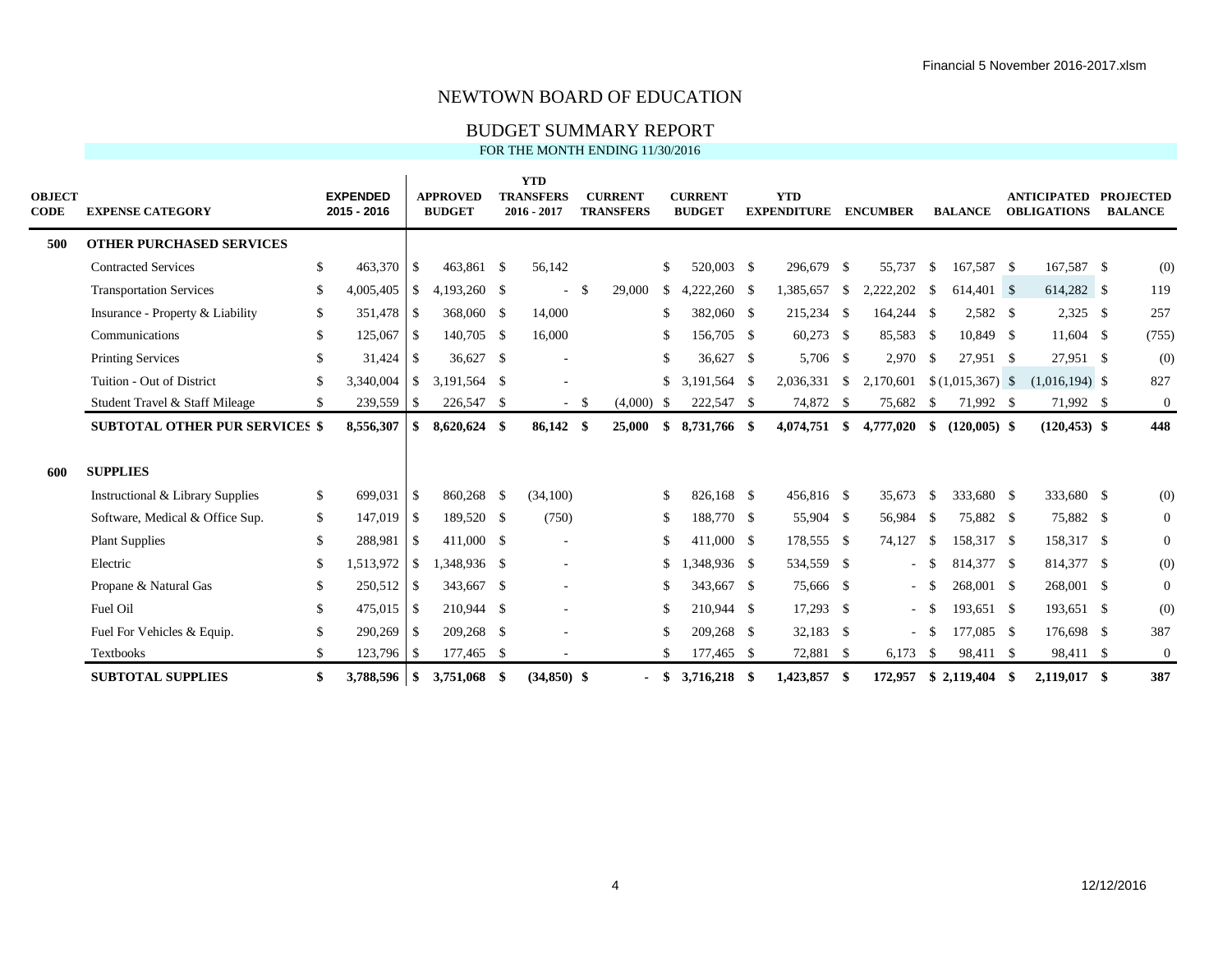# NEWTOWN BOARD OF EDUCATION

## BUDGET SUMMARY REPORT

FOR THE MONTH ENDING 11/30/2016

| OBJECT CODE | EXPENSE CATEGORY | EXPENDED 2015 - 2016 | APPROVED BUDGET | YTD TRANSFERS 2016 - 2017 | CURRENT TRANSFERS | CURRENT BUDGET | YTD EXPENDITURE | ENCUMBER | BALANCE | ANTICIPATED OBLIGATIONS | PROJECTED BALANCE |
|---|---|---|---|---|---|---|---|---|---|---|---|
| **500** | **OTHER PURCHASED SERVICES** | | | | | | | | | | |
| | Contracted Services | $ 463,370 | $ 463,861 | $ 56,142 | | $ 520,003 | $ 296,679 | $ 55,737 | $ 167,587 | $ 167,587 | $ (0) |
| | Transportation Services | $ 4,005,405 | $ 4,193,260 | $ - | $ 29,000 | $ 4,222,260 | $ 1,385,657 | $ 2,222,202 | $ 614,401 | $ 614,282 | $ 119 |
| | Insurance - Property & Liability | $ 351,478 | $ 368,060 | $ 14,000 | | $ 382,060 | $ 215,234 | $ 164,244 | $ 2,582 | $ 2,325 | $ 257 |
| | Communications | $ 125,067 | $ 140,705 | $ 16,000 | | $ 156,705 | $ 60,273 | $ 85,583 | $ 10,849 | $ 11,604 | $ (755) |
| | Printing Services | $ 31,424 | $ 36,627 | $ - | | $ 36,627 | $ 5,706 | $ 2,970 | $ 27,951 | $ 27,951 | $ (0) |
| | Tuition - Out of District | $ 3,340,004 | $ 3,191,564 | $ - | | $ 3,191,564 | $ 2,036,331 | $ 2,170,601 | $ (1,015,367) | $ (1,016,194) | $ 827 |
| | Student Travel & Staff Mileage | $ 239,559 | $ 226,547 | $ - | $ (4,000) | $ 222,547 | $ 74,872 | $ 75,682 | $ 71,992 | $ 71,992 | $ 0 |
| | **SUBTOTAL OTHER PUR SERVICES** | **$ 8,556,307** | **$ 8,620,624** | **$ 86,142** | **$ 25,000** | **$ 8,731,766** | **$ 4,074,751** | **$ 4,777,020** | **$ (120,005)** | **$ (120,453)** | **$ 448** |
| **600** | **SUPPLIES** | | | | | | | | | | |
| | Instructional & Library Supplies | $ 699,031 | $ 860,268 | $ (34,100) | | $ 826,168 | $ 456,816 | $ 35,673 | $ 333,680 | $ 333,680 | $ (0) |
| | Software, Medical & Office Sup. | $ 147,019 | $ 189,520 | $ (750) | | $ 188,770 | $ 55,904 | $ 56,984 | $ 75,882 | $ 75,882 | $ 0 |
| | Plant Supplies | $ 288,981 | $ 411,000 | $ - | | $ 411,000 | $ 178,555 | $ 74,127 | $ 158,317 | $ 158,317 | $ 0 |
| | Electric | $ 1,513,972 | $ 1,348,936 | $ - | | $ 1,348,936 | $ 534,559 | $ - | $ 814,377 | $ 814,377 | $ (0) |
| | Propane & Natural Gas | $ 250,512 | $ 343,667 | $ - | | $ 343,667 | $ 75,666 | $ - | $ 268,001 | $ 268,001 | $ 0 |
| | Fuel Oil | $ 475,015 | $ 210,944 | $ - | | $ 210,944 | $ 17,293 | $ - | $ 193,651 | $ 193,651 | $ (0) |
| | Fuel For Vehicles & Equip. | $ 290,269 | $ 209,268 | $ - | | $ 209,268 | $ 32,183 | $ - | $ 177,085 | $ 176,698 | $ 387 |
| | Textbooks | $ 123,796 | $ 177,465 | $ - | | $ 177,465 | $ 72,881 | $ 6,173 | $ 98,411 | $ 98,411 | $ 0 |
| | **SUBTOTAL SUPPLIES** | **$ 3,788,596** | **$ 3,751,068** | **$ (34,850)** | **$ -** | **$ 3,716,218** | **$ 1,423,857** | **$ 172,957** | **$ 2,119,404** | **$ 2,119,017** | **$ 387** |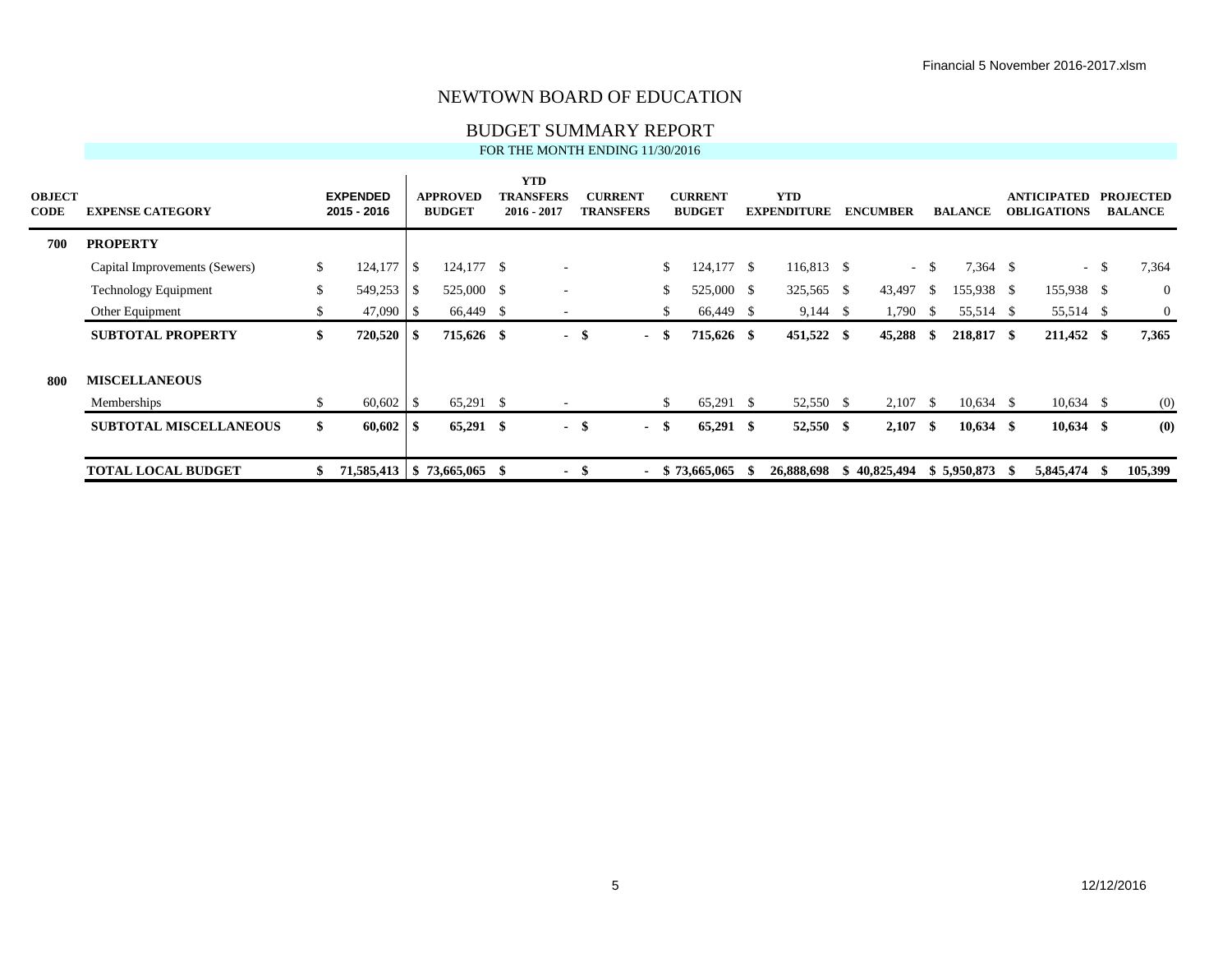Financial 5 November 2016-2017.xlsm

# NEWTOWN BOARD OF EDUCATION

## BUDGET SUMMARY REPORT

FOR THE MONTH ENDING 11/30/2016

| OBJECT CODE | EXPENSE CATEGORY | EXPENDED 2015 - 2016 | APPROVED BUDGET | YTD TRANSFERS 2016 - 2017 | CURRENT TRANSFERS | CURRENT BUDGET | YTD EXPENDITURE | ENCUMBER | BALANCE | ANTICIPATED OBLIGATIONS | PROJECTED BALANCE |
|---|---|---|---|---|---|---|---|---|---|---|---|
| **700** | **PROPERTY** | | | | | | | | | | |
| | Capital Improvements (Sewers) | $ 124,177 | $ 124,177 | $ - | | $ 124,177 | $ 116,813 | $ - | $ 7,364 | $ - | $ 7,364 |
| | Technology Equipment | $ 549,253 | $ 525,000 | $ - | | $ 525,000 | $ 325,565 | $ 43,497 | $ 155,938 | $ 155,938 | $ 0 |
| | Other Equipment | $ 47,090 | $ 66,449 | $ - | | $ 66,449 | $ 9,144 | $ 1,790 | $ 55,514 | $ 55,514 | $ 0 |
| | **SUBTOTAL PROPERTY** | **$ 720,520** | **$ 715,626** | **$ -** | **$ -** | **$ 715,626** | **$ 451,522** | **$ 45,288** | **$ 218,817** | **$ 211,452** | **$ 7,365** |
| **800** | **MISCELLANEOUS** | | | | | | | | | | |
| | Memberships | $ 60,602 | $ 65,291 | $ - | | $ 65,291 | $ 52,550 | $ 2,107 | $ 10,634 | $ 10,634 | $ (0) |
| | **SUBTOTAL MISCELLANEOUS** | **$ 60,602** | **$ 65,291** | **$ -** | **$ -** | **$ 65,291** | **$ 52,550** | **$ 2,107** | **$ 10,634** | **$ 10,634** | **$ (0)** |
| | **TOTAL LOCAL BUDGET** | **$ 71,585,413** | **$ 73,665,065** | **$ -** | **$ -** | **$ 73,665,065** | **$ 26,888,698** | **$ 40,825,494** | **$ 5,950,873** | **$ 5,845,474** | **$ 105,399** |

12/12/2016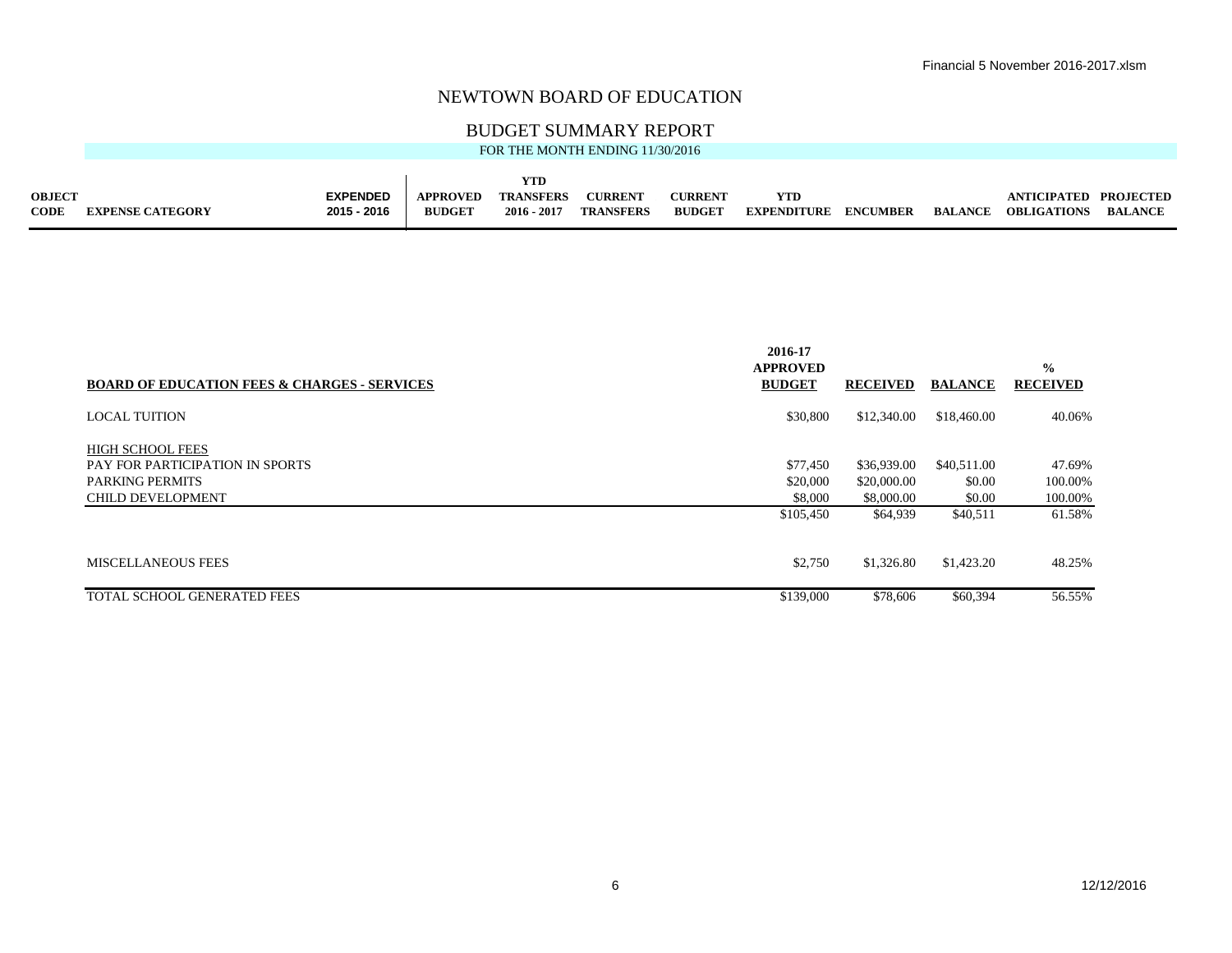# NEWTOWN BOARD OF EDUCATION

## BUDGET SUMMARY REPORT

FOR THE MONTH ENDING 11/30/2016

| OBJECT CODE | EXPENSE CATEGORY | EXPENDED 2015 - 2016 | APPROVED BUDGET | YTD TRANSFERS 2016 - 2017 | CURRENT TRANSFERS | CURRENT BUDGET | YTD EXPENDITURE | ENCUMBER | BALANCE | ANTICIPATED OBLIGATIONS | PROJECTED BALANCE |
|---|---|---|---|---|---|---|---|---|---|---|---|

| BOARD OF EDUCATION FEES & CHARGES - SERVICES | 2016-17 APPROVED BUDGET | RECEIVED | BALANCE | % RECEIVED |
|---|---|---|---|---|
| LOCAL TUITION | $30,800 | $12,340.00 | $18,460.00 | 40.06% |
| HIGH SCHOOL FEES | | | | |
| PAY FOR PARTICIPATION IN SPORTS | $77,450 | $36,939.00 | $40,511.00 | 47.69% |
| PARKING PERMITS | $20,000 | $20,000.00 | $0.00 | 100.00% |
| CHILD DEVELOPMENT | $8,000 | $8,000.00 | $0.00 | 100.00% |
| | $105,450 | $64,939 | $40,511 | 61.58% |
| MISCELLANEOUS FEES | $2,750 | $1,326.80 | $1,423.20 | 48.25% |
| TOTAL SCHOOL GENERATED FEES | $139,000 | $78,606 | $60,394 | 56.55% |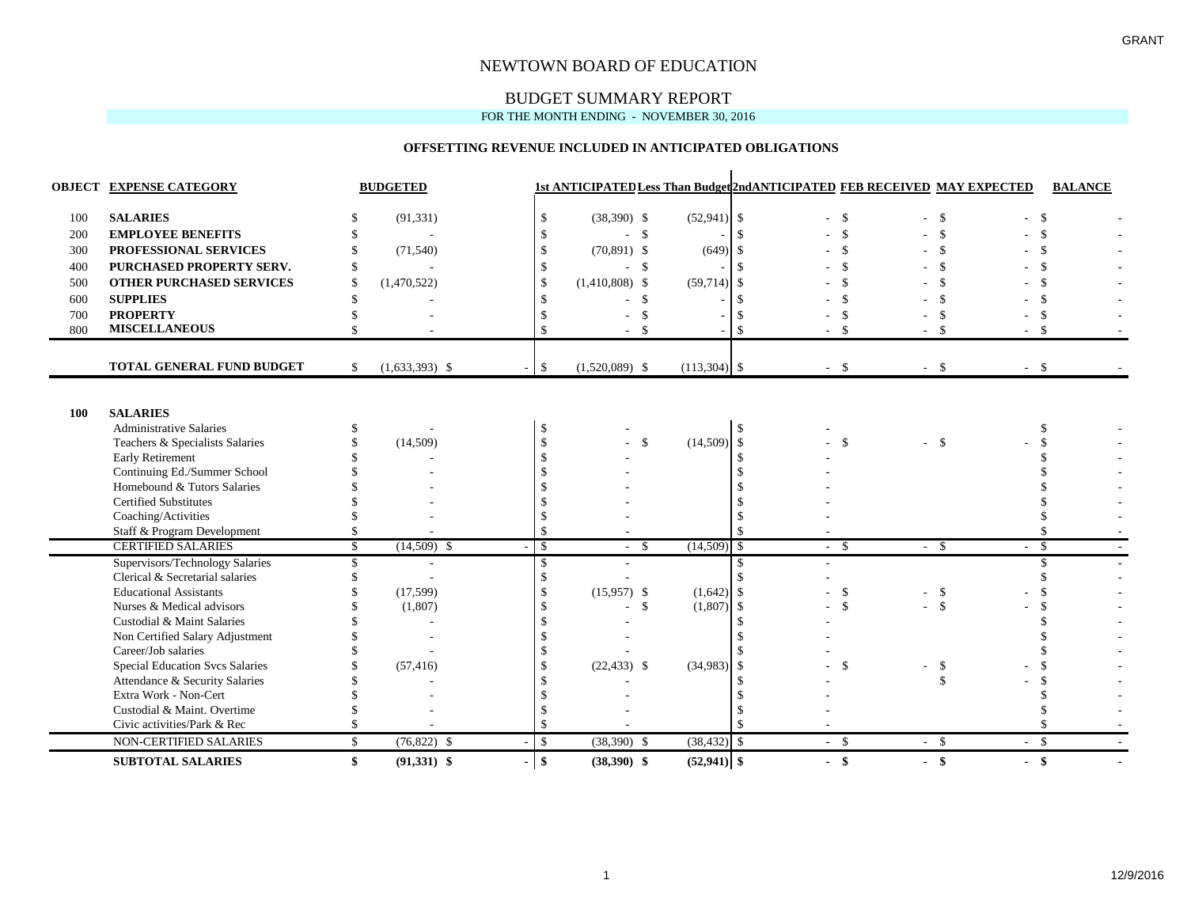GRANT

# NEWTOWN BOARD OF EDUCATION

## BUDGET SUMMARY REPORT

FOR THE MONTH ENDING - NOVEMBER 30, 2016

### OFFSETTING REVENUE INCLUDED IN ANTICIPATED OBLIGATIONS

| OBJECT | EXPENSE CATEGORY | BUDGETED | | 1st ANTICIPATED | Less Than Budget | 2ndANTICIPATED | FEB RECEIVED | MAY EXPECTED | BALANCE |
|---|---|---|---|---|---|---|---|---|---|
| 100 | **SALARIES** | $ (91,331) | | $ (38,390) | $ (52,941) | $ - | $ - | $ - | $ - |
| 200 | **EMPLOYEE BENEFITS** | $ - | | $ - | $ - | $ - | $ - | $ - | $ - |
| 300 | **PROFESSIONAL SERVICES** | $ (71,540) | | $ (70,891) | $ (649) | $ - | $ - | $ - | $ - |
| 400 | **PURCHASED PROPERTY SERV.** | $ - | | $ - | $ - | $ - | $ - | $ - | $ - |
| 500 | **OTHER PURCHASED SERVICES** | $ (1,470,522) | | $ (1,410,808) | $ (59,714) | $ - | $ - | $ - | $ - |
| 600 | **SUPPLIES** | $ - | | $ - | $ - | $ - | $ - | $ - | $ - |
| 700 | **PROPERTY** | $ - | | $ - | $ - | $ - | $ - | $ - | $ - |
| 800 | **MISCELLANEOUS** | $ - | | $ - | $ - | $ - | $ - | $ - | $ - |
| | **TOTAL GENERAL FUND BUDGET** | $ (1,633,393) | $ - | $ (1,520,089) | $ (113,304) | $ - | $ - | $ - | $ - |
| **100** | **SALARIES** | | | | | | | | |
| | Administrative Salaries | $ - | | $ - | | $ - | | | $ - |
| | Teachers & Specialists Salaries | $ (14,509) | | $ - | $ (14,509) | $ - | $ - | $ - | $ - |
| | Early Retirement | $ - | | $ - | | $ - | | | $ - |
| | Continuing Ed./Summer School | $ - | | $ - | | $ - | | | $ - |
| | Homebound & Tutors Salaries | $ - | | $ - | | $ - | | | $ - |
| | Certified Substitutes | $ - | | $ - | | $ - | | | $ - |
| | Coaching/Activities | $ - | | $ - | | $ - | | | $ - |
| | Staff & Program Development | $ - | | $ - | | $ - | | | $ - |
| | CERTIFIED SALARIES | $ (14,509) | $ - | $ - | $ (14,509) | $ - | $ - | $ - | $ - |
| | Supervisors/Technology Salaries | $ - | | $ - | | $ - | | | $ - |
| | Clerical & Secretarial salaries | $ - | | $ - | | $ - | | | $ - |
| | Educational Assistants | $ (17,599) | | $ (15,957) | $ (1,642) | $ - | $ - | $ - | $ - |
| | Nurses & Medical advisors | $ (1,807) | | $ - | $ (1,807) | $ - | $ - | $ - | $ - |
| | Custodial & Maint Salaries | $ - | | $ - | | $ - | | | $ - |
| | Non Certified Salary Adjustment | $ - | | $ - | | $ - | | | $ - |
| | Career/Job salaries | $ - | | $ - | | $ - | | | $ - |
| | Special Education Svcs Salaries | $ (57,416) | | $ (22,433) | $ (34,983) | $ - | $ - | $ - | $ - |
| | Attendance & Security Salaries | $ - | | $ - | | $ - | | $ - | $ - |
| | Extra Work - Non-Cert | $ - | | $ - | | $ - | | | $ - |
| | Custodial & Maint. Overtime | $ - | | $ - | | $ - | | | $ - |
| | Civic activities/Park & Rec | $ - | | $ - | | $ - | | | $ - |
| | NON-CERTIFIED SALARIES | $ (76,822) | $ - | $ (38,390) | $ (38,432) | $ - | $ - | $ - | $ - |
| | **SUBTOTAL SALARIES** | **$ (91,331)** | **$ -** | **$ (38,390)** | **$ (52,941)** | **$ -** | **$ -** | **$ -** | **$ -** |

12/9/2016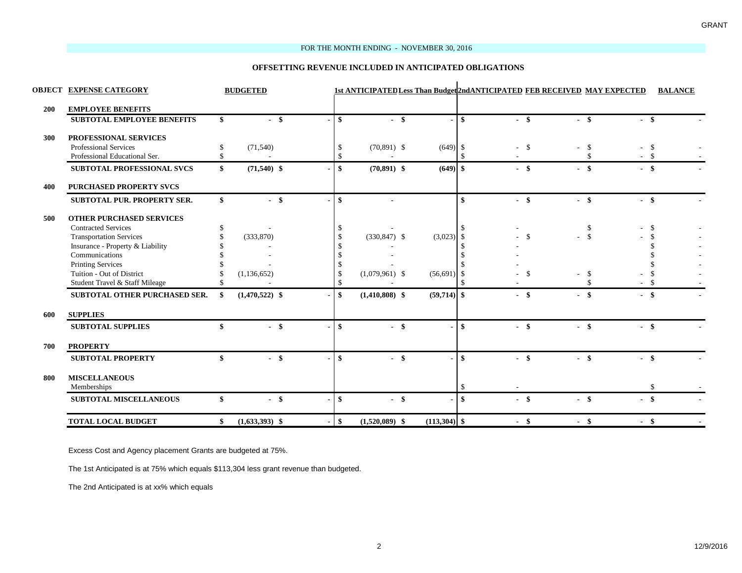FOR THE MONTH ENDING - NOVEMBER 30, 2016

## OFFSETTING REVENUE INCLUDED IN ANTICIPATED OBLIGATIONS

| OBJECT | EXPENSE CATEGORY | BUDGETED | | 1st ANTICIPATED | Less Than Budget | 2ndANTICIPATED | FEB RECEIVED | MAY EXPECTED | BALANCE |
|---|---|---|---|---|---|---|---|---|---|
| **200** | **EMPLOYEE BENEFITS** | | | | | | | | |
| | **SUBTOTAL EMPLOYEE BENEFITS** | **$ -** | **$ -** | **$ -** | **$ -** | **$ -** | **$ -** | **$ -** | **$ -** |
| **300** | **PROFESSIONAL SERVICES** | | | | | | | | |
| | Professional Services | $ (71,540) | | $ (70,891) | $ (649) | $ - | $ - | $ - | $ - |
| | Professional Educational Ser. | $ - | | $ - | | $ - | | $ - | $ - |
| | **SUBTOTAL PROFESSIONAL SVCS** | **$ (71,540)** | **$ -** | **$ (70,891)** | **$ (649)** | **$ -** | **$ -** | **$ -** | **$ -** |
| **400** | **PURCHASED PROPERTY SVCS** | | | | | | | | |
| | **SUBTOTAL PUR. PROPERTY SER.** | **$ -** | **$ -** | **$ -** | | **$ -** | **$ -** | **$ -** | **$ -** |
| **500** | **OTHER PURCHASED SERVICES** | | | | | | | | |
| | Contracted Services | $ - | | $ - | | $ - | | $ - | $ - |
| | Transportation Services | $ (333,870) | | $ (330,847) | $ (3,023) | $ - | $ - | $ - | $ - |
| | Insurance - Property & Liability | $ - | | $ - | | $ - | | | $ - |
| | Communications | $ - | | $ - | | $ - | | | $ - |
| | Printing Services | $ - | | $ - | | $ - | | | $ - |
| | Tuition - Out of District | $ (1,136,652) | | $ (1,079,961) | $ (56,691) | $ - | $ - | $ - | $ - |
| | Student Travel & Staff Mileage | $ - | | $ - | | $ - | | $ - | $ - |
| | **SUBTOTAL OTHER PURCHASED SER.** | **$ (1,470,522)** | **$ -** | **$ (1,410,808)** | **$ (59,714)** | **$ -** | **$ -** | **$ -** | **$ -** |
| **600** | **SUPPLIES** | | | | | | | | |
| | **SUBTOTAL SUPPLIES** | **$ -** | **$ -** | **$ -** | **$ -** | **$ -** | **$ -** | **$ -** | **$ -** |
| **700** | **PROPERTY** | | | | | | | | |
| | **SUBTOTAL PROPERTY** | **$ -** | **$ -** | **$ -** | **$ -** | **$ -** | **$ -** | **$ -** | **$ -** |
| **800** | **MISCELLANEOUS** | | | | | | | | |
| | Memberships | | | | | $ - | | | $ - |
| | **SUBTOTAL MISCELLANEOUS** | **$ -** | **$ -** | **$ -** | **$ -** | **$ -** | **$ -** | **$ -** | **$ -** |
| | **TOTAL LOCAL BUDGET** | **$ (1,633,393)** | **$ -** | **$ (1,520,089)** | **$ (113,304)** | **$ -** | **$ -** | **$ -** | **$ -** |

Excess Cost and Agency placement Grants are budgeted at 75%.

The 1st Anticipated is at 75% which equals $113,304 less grant revenue than budgeted.

The 2nd Anticipated is at xx% which equals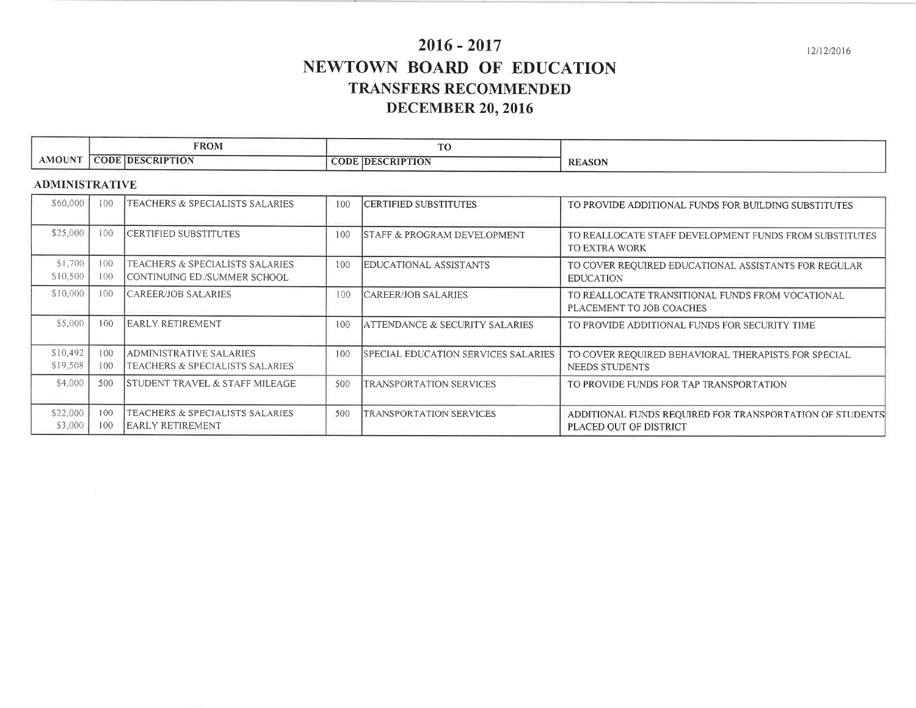# 2016 - 2017 NEWTOWN BOARD OF EDUCATION TRANSFERS RECOMMENDED DECEMBER 20, 2016

12/12/2016

| AMOUNT | FROM CODE | FROM DESCRIPTION | TO CODE | TO DESCRIPTION | REASON |
|---|---|---|---|---|---|
| **ADMINISTRATIVE** | | | | | |
| $60,000 | 100 | TEACHERS & SPECIALISTS SALARIES | 100 | CERTIFIED SUBSTITUTES | TO PROVIDE ADDITIONAL FUNDS FOR BUILDING SUBSTITUTES |
| $25,000 | 100 | CERTIFIED SUBSTITUTES | 100 | STAFF & PROGRAM DEVELOPMENT | TO REALLOCATE STAFF DEVELOPMENT FUNDS FROM SUBSTITUTES TO EXTRA WORK |
| $1,700<br>$10,500 | 100<br>100 | TEACHERS & SPECIALISTS SALARIES<br>CONTINUING ED./SUMMER SCHOOL | 100 | EDUCATIONAL ASSISTANTS | TO COVER REQUIRED EDUCATIONAL ASSISTANTS FOR REGULAR EDUCATION |
| $10,000 | 100 | CAREER/JOB SALARIES | 100 | CAREER/JOB SALARIES | TO REALLOCATE TRANSITIONAL FUNDS FROM VOCATIONAL PLACEMENT TO JOB COACHES |
| $5,000 | 100 | EARLY RETIREMENT | 100 | ATTENDANCE & SECURITY SALARIES | TO PROVIDE ADDITIONAL FUNDS FOR SECURITY TIME |
| $10,492<br>$19,508 | 100<br>100 | ADMINISTRATIVE SALARIES<br>TEACHERS & SPECIALISTS SALARIES | 100 | SPECIAL EDUCATION SERVICES SALARIES | TO COVER REQUIRED BEHAVIORAL THERAPISTS FOR SPECIAL NEEDS STUDENTS |
| $4,000 | 500 | STUDENT TRAVEL & STAFF MILEAGE | 500 | TRANSPORTATION SERVICES | TO PROVIDE FUNDS FOR TAP TRANSPORTATION |
| $22,000<br>$3,000 | 100<br>100 | TEACHERS & SPECIALISTS SALARIES<br>EARLY RETIREMENT | 500 | TRANSPORTATION SERVICES | ADDITIONAL FUNDS REQUIRED FOR TRANSPORTATION OF STUDENTS PLACED OUT OF DISTRICT |